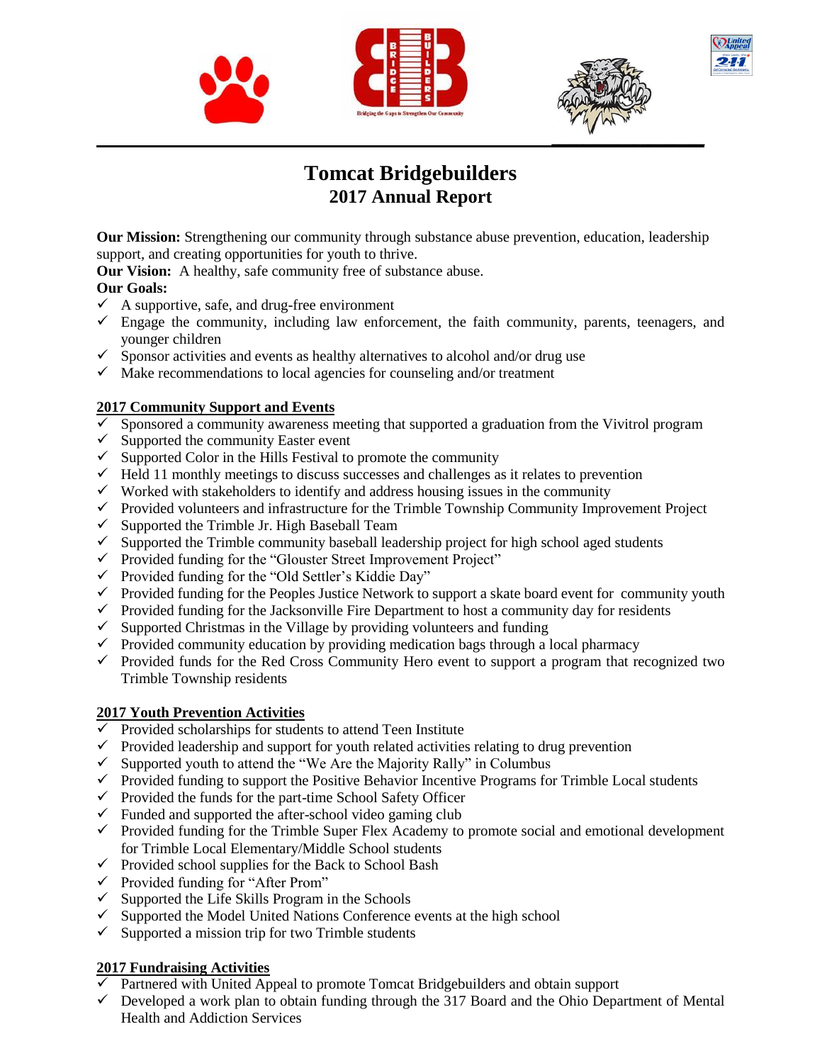# Tomcat Bridgebuilders
## 2017 Annual Report

**Our Mission:** Strengthening our community through substance abuse prevention, education, leadership support, and creating opportunities for youth to thrive.

**Our Vision:** A healthy, safe community free of substance abuse.

**Our Goals:**

- ✓ A supportive, safe, and drug-free environment
- ✓ Engage the community, including law enforcement, the faith community, parents, teenagers, and younger children
- ✓ Sponsor activities and events as healthy alternatives to alcohol and/or drug use
- ✓ Make recommendations to local agencies for counseling and/or treatment

### 2017 Community Support and Events

- ✓ Sponsored a community awareness meeting that supported a graduation from the Vivitrol program
- ✓ Supported the community Easter event
- ✓ Supported Color in the Hills Festival to promote the community
- ✓ Held 11 monthly meetings to discuss successes and challenges as it relates to prevention
- ✓ Worked with stakeholders to identify and address housing issues in the community
- ✓ Provided volunteers and infrastructure for the Trimble Township Community Improvement Project
- ✓ Supported the Trimble Jr. High Baseball Team
- ✓ Supported the Trimble community baseball leadership project for high school aged students
- ✓ Provided funding for the "Glouster Street Improvement Project"
- ✓ Provided funding for the "Old Settler's Kiddie Day"
- ✓ Provided funding for the Peoples Justice Network to support a skate board event for community youth
- ✓ Provided funding for the Jacksonville Fire Department to host a community day for residents
- ✓ Supported Christmas in the Village by providing volunteers and funding
- ✓ Provided community education by providing medication bags through a local pharmacy
- ✓ Provided funds for the Red Cross Community Hero event to support a program that recognized two Trimble Township residents

### 2017 Youth Prevention Activities

- ✓ Provided scholarships for students to attend Teen Institute
- ✓ Provided leadership and support for youth related activities relating to drug prevention
- ✓ Supported youth to attend the "We Are the Majority Rally" in Columbus
- ✓ Provided funding to support the Positive Behavior Incentive Programs for Trimble Local students
- ✓ Provided the funds for the part-time School Safety Officer
- ✓ Funded and supported the after-school video gaming club
- ✓ Provided funding for the Trimble Super Flex Academy to promote social and emotional development for Trimble Local Elementary/Middle School students
- ✓ Provided school supplies for the Back to School Bash
- ✓ Provided funding for "After Prom"
- ✓ Supported the Life Skills Program in the Schools
- ✓ Supported the Model United Nations Conference events at the high school
- ✓ Supported a mission trip for two Trimble students

### 2017 Fundraising Activities

- ✓ Partnered with United Appeal to promote Tomcat Bridgebuilders and obtain support
- ✓ Developed a work plan to obtain funding through the 317 Board and the Ohio Department of Mental Health and Addiction Services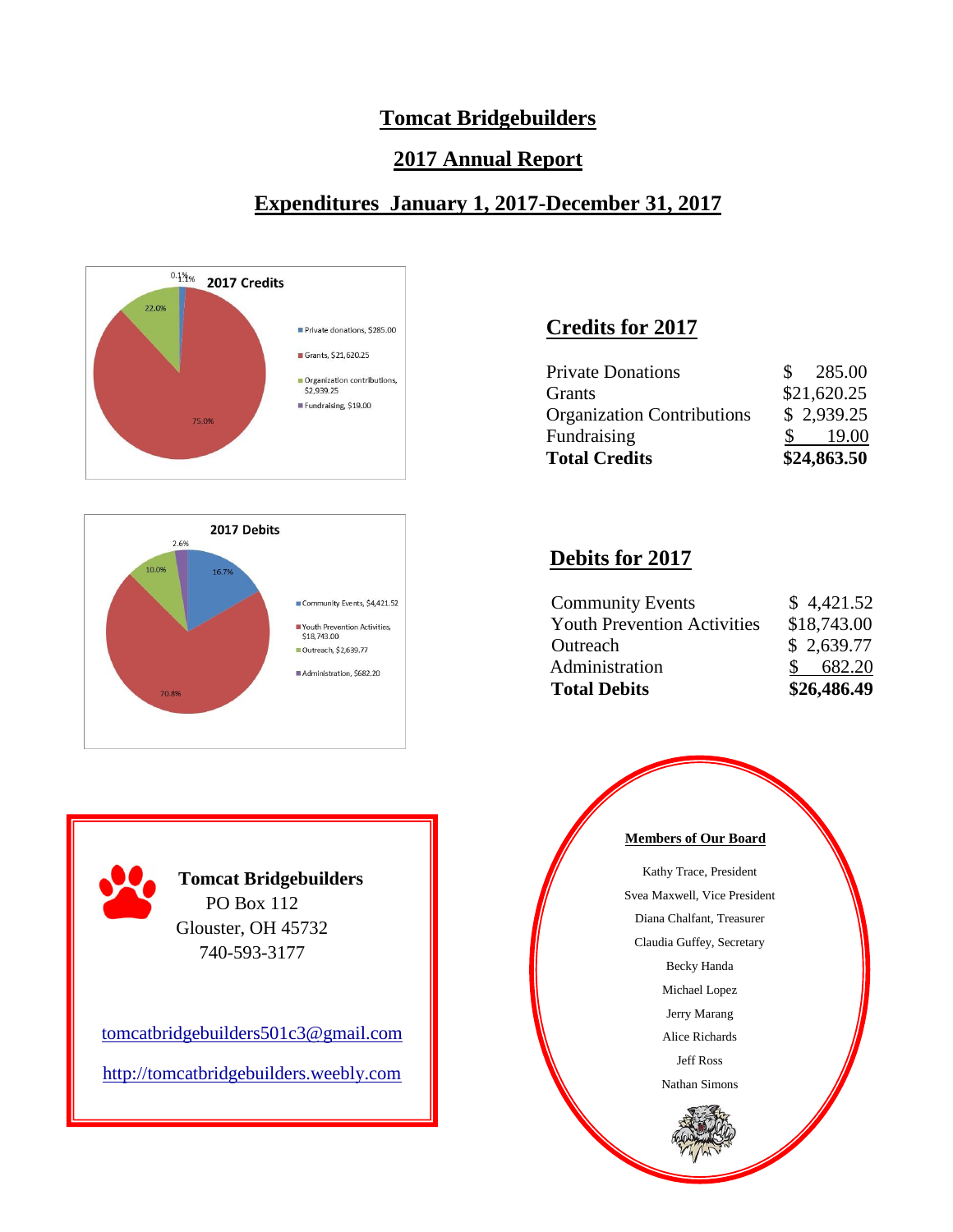# Tomcat Bridgebuilders

## 2017 Annual Report

## Expenditures January 1, 2017-December 31, 2017

2017 Credits

0.1% 1.1%
22.0%
75.0%

Private donations, $285.00
Grants, $21,620.25
Organization contributions, $2,939.25
Fundraising, $19.00

### Credits for 2017

| | |
|---|---|
| Private Donations | $ 285.00 |
| Grants | $21,620.25 |
| Organization Contributions | $ 2,939.25 |
| Fundraising | $ 19.00 |
| **Total Credits** | **$24,863.50** |

2017 Debits

2.6%
10.0%
16.7%
70.8%

Community Events, $4,421.52
Youth Prevention Activities, $18,743.00
Outreach, $2,639.77
Administration, $682.20

### Debits for 2017

| | |
|---|---|
| Community Events | $ 4,421.52 |
| Youth Prevention Activities | $18,743.00 |
| Outreach | $ 2,639.77 |
| Administration | $ 682.20 |
| **Total Debits** | **$26,486.49** |

**Tomcat Bridgebuilders**
PO Box 112
Glouster, OH 45732
740-593-3177

tomcatbridgebuilders501c3@gmail.com

http://tomcatbridgebuilders.weebly.com

**Members of Our Board**

Kathy Trace, President
Svea Maxwell, Vice President
Diana Chalfant, Treasurer
Claudia Guffey, Secretary
Becky Handa
Michael Lopez
Jerry Marang
Alice Richards
Jeff Ross
Nathan Simons